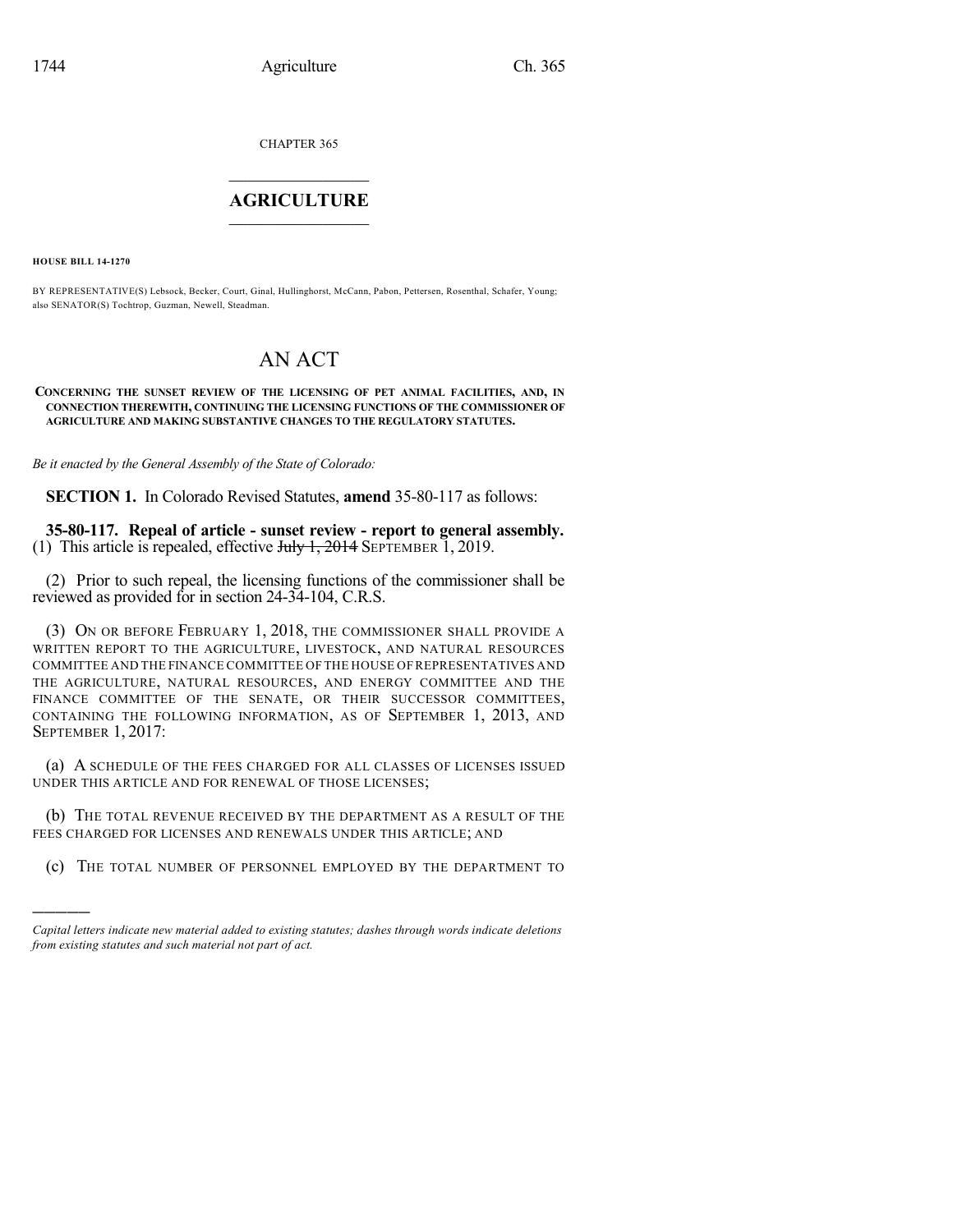CHAPTER 365

# AGRICULTURE

**HOUSE BILL 14-1270**

BY REPRESENTATIVE(S) Lebsock, Becker, Court, Ginal, Hullinghorst, McCann, Pabon, Pettersen, Rosenthal, Schafer, Young; also SENATOR(S) Tochtrop, Guzman, Newell, Steadman.

# AN ACT

**CONCERNING THE SUNSET REVIEW OF THE LICENSING OF PET ANIMAL FACILITIES, AND, IN CONNECTION THEREWITH, CONTINUING THE LICENSING FUNCTIONS OF THE COMMISSIONER OF AGRICULTURE AND MAKING SUBSTANTIVE CHANGES TO THE REGULATORY STATUTES.**

*Be it enacted by the General Assembly of the State of Colorado:*

**SECTION 1.** In Colorado Revised Statutes, **amend** 35-80-117 as follows:

**35-80-117. Repeal of article - sunset review - report to general assembly.** (1) This article is repealed, effective ~~July 1, 2014~~ SEPTEMBER 1, 2019.

(2) Prior to such repeal, the licensing functions of the commissioner shall be reviewed as provided for in section 24-34-104, C.R.S.

(3) ON OR BEFORE FEBRUARY 1, 2018, THE COMMISSIONER SHALL PROVIDE A WRITTEN REPORT TO THE AGRICULTURE, LIVESTOCK, AND NATURAL RESOURCES COMMITTEE AND THE FINANCE COMMITTEE OF THE HOUSE OF REPRESENTATIVES AND THE AGRICULTURE, NATURAL RESOURCES, AND ENERGY COMMITTEE AND THE FINANCE COMMITTEE OF THE SENATE, OR THEIR SUCCESSOR COMMITTEES, CONTAINING THE FOLLOWING INFORMATION, AS OF SEPTEMBER 1, 2013, AND SEPTEMBER 1, 2017:

(a) A SCHEDULE OF THE FEES CHARGED FOR ALL CLASSES OF LICENSES ISSUED UNDER THIS ARTICLE AND FOR RENEWAL OF THOSE LICENSES;

(b) THE TOTAL REVENUE RECEIVED BY THE DEPARTMENT AS A RESULT OF THE FEES CHARGED FOR LICENSES AND RENEWALS UNDER THIS ARTICLE; AND

(c) THE TOTAL NUMBER OF PERSONNEL EMPLOYED BY THE DEPARTMENT TO

*Capital letters indicate new material added to existing statutes; dashes through words indicate deletions from existing statutes and such material not part of act.*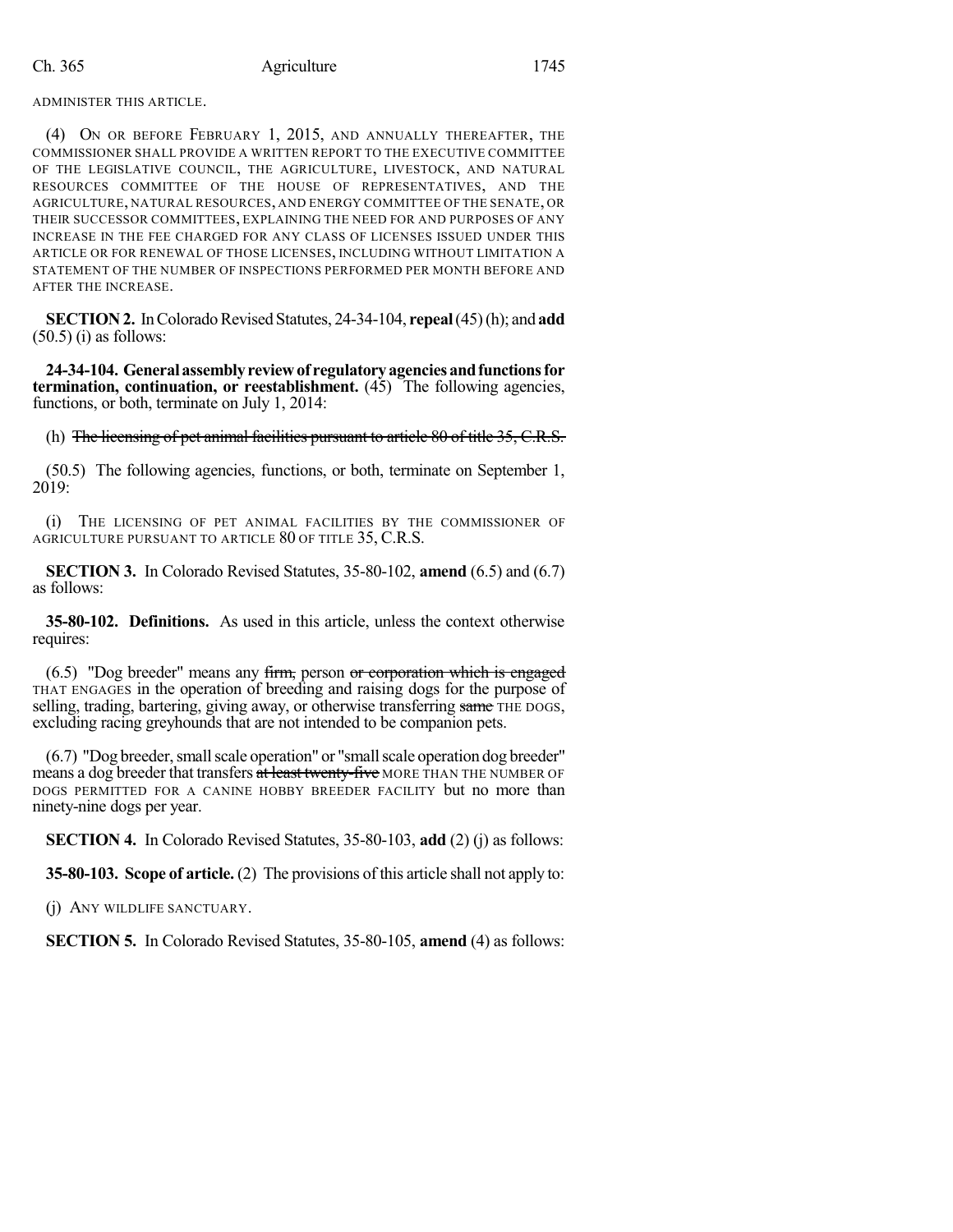ADMINISTER THIS ARTICLE.

(4) ON OR BEFORE FEBRUARY 1, 2015, AND ANNUALLY THEREAFTER, THE COMMISSIONER SHALL PROVIDE A WRITTEN REPORT TO THE EXECUTIVE COMMITTEE OF THE LEGISLATIVE COUNCIL, THE AGRICULTURE, LIVESTOCK, AND NATURAL RESOURCES COMMITTEE OF THE HOUSE OF REPRESENTATIVES, AND THE AGRICULTURE, NATURAL RESOURCES, AND ENERGY COMMITTEE OF THE SENATE, OR THEIR SUCCESSOR COMMITTEES, EXPLAINING THE NEED FOR AND PURPOSES OF ANY INCREASE IN THE FEE CHARGED FOR ANY CLASS OF LICENSES ISSUED UNDER THIS ARTICLE OR FOR RENEWAL OF THOSE LICENSES, INCLUDING WITHOUT LIMITATION A STATEMENT OF THE NUMBER OF INSPECTIONS PERFORMED PER MONTH BEFORE AND AFTER THE INCREASE.

**SECTION 2.** In Colorado Revised Statutes, 24-34-104, **repeal** (45) (h); and **add** (50.5) (i) as follows:

**24-34-104. General assembly review of regulatory agencies and functions for termination, continuation, or reestablishment.** (45) The following agencies, functions, or both, terminate on July 1, 2014:

(h) ~~The licensing of pet animal facilities pursuant to article 80 of title 35, C.R.S.~~

(50.5) The following agencies, functions, or both, terminate on September 1, 2019:

(i) THE LICENSING OF PET ANIMAL FACILITIES BY THE COMMISSIONER OF AGRICULTURE PURSUANT TO ARTICLE 80 OF TITLE 35, C.R.S.

**SECTION 3.** In Colorado Revised Statutes, 35-80-102, **amend** (6.5) and (6.7) as follows:

**35-80-102. Definitions.** As used in this article, unless the context otherwise requires:

(6.5) "Dog breeder" means any ~~firm,~~ person ~~or corporation which is engaged~~ THAT ENGAGES in the operation of breeding and raising dogs for the purpose of selling, trading, bartering, giving away, or otherwise transferring ~~same~~ THE DOGS, excluding racing greyhounds that are not intended to be companion pets.

(6.7) "Dog breeder, small scale operation" or "small scale operation dog breeder" means a dog breeder that transfers ~~at least twenty-five~~ MORE THAN THE NUMBER OF DOGS PERMITTED FOR A CANINE HOBBY BREEDER FACILITY but no more than ninety-nine dogs per year.

**SECTION 4.** In Colorado Revised Statutes, 35-80-103, **add** (2) (j) as follows:

**35-80-103. Scope of article.** (2) The provisions of this article shall not apply to:

(j) ANY WILDLIFE SANCTUARY.

**SECTION 5.** In Colorado Revised Statutes, 35-80-105, **amend** (4) as follows: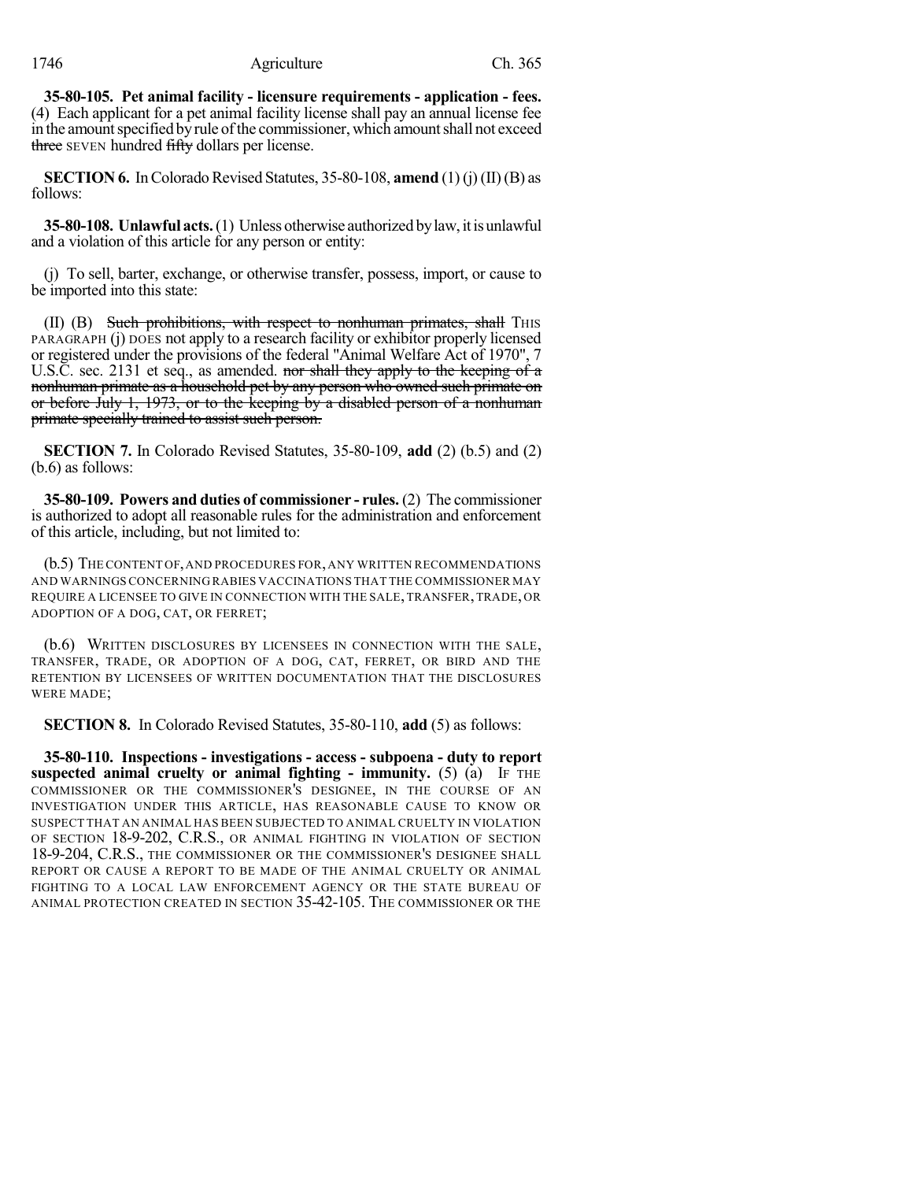**35-80-105. Pet animal facility - licensure requirements - application - fees.** (4) Each applicant for a pet animal facility license shall pay an annual license fee in the amount specified by rule of the commissioner, which amount shall not exceed ~~three~~ SEVEN hundred ~~fifty~~ dollars per license.

**SECTION 6.** In Colorado Revised Statutes, 35-80-108, **amend** (1) (j) (II) (B) as follows:

**35-80-108. Unlawful acts.** (1) Unless otherwise authorized by law, it is unlawful and a violation of this article for any person or entity:

(j) To sell, barter, exchange, or otherwise transfer, possess, import, or cause to be imported into this state:

(II) (B) ~~Such prohibitions, with respect to nonhuman primates, shall~~ THIS PARAGRAPH (j) DOES not apply to a research facility or exhibitor properly licensed or registered under the provisions of the federal "Animal Welfare Act of 1970", 7 U.S.C. sec. 2131 et seq., as amended. ~~nor shall they apply to the keeping of a nonhuman primate as a household pet by any person who owned such primate on or before July 1, 1973, or to the keeping by a disabled person of a nonhuman primate specially trained to assist such person.~~

**SECTION 7.** In Colorado Revised Statutes, 35-80-109, **add** (2) (b.5) and (2) (b.6) as follows:

**35-80-109. Powers and duties of commissioner - rules.** (2) The commissioner is authorized to adopt all reasonable rules for the administration and enforcement of this article, including, but not limited to:

(b.5) THE CONTENT OF, AND PROCEDURES FOR, ANY WRITTEN RECOMMENDATIONS AND WARNINGS CONCERNING RABIES VACCINATIONS THAT THE COMMISSIONER MAY REQUIRE A LICENSEE TO GIVE IN CONNECTION WITH THE SALE, TRANSFER, TRADE, OR ADOPTION OF A DOG, CAT, OR FERRET;

(b.6) WRITTEN DISCLOSURES BY LICENSEES IN CONNECTION WITH THE SALE, TRANSFER, TRADE, OR ADOPTION OF A DOG, CAT, FERRET, OR BIRD AND THE RETENTION BY LICENSEES OF WRITTEN DOCUMENTATION THAT THE DISCLOSURES WERE MADE;

**SECTION 8.** In Colorado Revised Statutes, 35-80-110, **add** (5) as follows:

**35-80-110. Inspections - investigations - access - subpoena - duty to report suspected animal cruelty or animal fighting - immunity.** (5) (a) IF THE COMMISSIONER OR THE COMMISSIONER'S DESIGNEE, IN THE COURSE OF AN INVESTIGATION UNDER THIS ARTICLE, HAS REASONABLE CAUSE TO KNOW OR SUSPECT THAT AN ANIMAL HAS BEEN SUBJECTED TO ANIMAL CRUELTY IN VIOLATION OF SECTION 18-9-202, C.R.S., OR ANIMAL FIGHTING IN VIOLATION OF SECTION 18-9-204, C.R.S., THE COMMISSIONER OR THE COMMISSIONER'S DESIGNEE SHALL REPORT OR CAUSE A REPORT TO BE MADE OF THE ANIMAL CRUELTY OR ANIMAL FIGHTING TO A LOCAL LAW ENFORCEMENT AGENCY OR THE STATE BUREAU OF ANIMAL PROTECTION CREATED IN SECTION 35-42-105. THE COMMISSIONER OR THE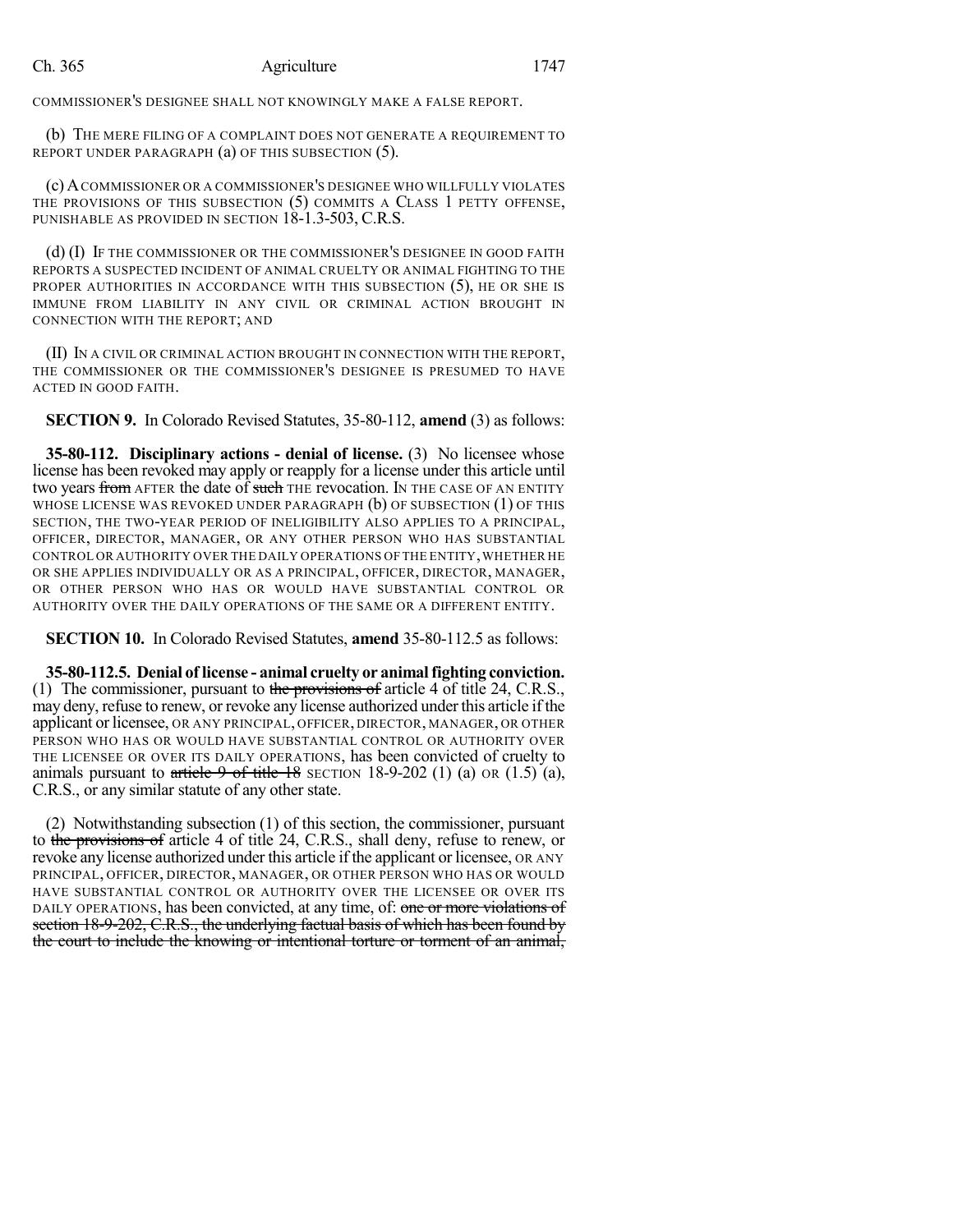COMMISSIONER'S DESIGNEE SHALL NOT KNOWINGLY MAKE A FALSE REPORT.

(b) THE MERE FILING OF A COMPLAINT DOES NOT GENERATE A REQUIREMENT TO REPORT UNDER PARAGRAPH (a) OF THIS SUBSECTION (5).

(c) A COMMISSIONER OR A COMMISSIONER'S DESIGNEE WHO WILLFULLY VIOLATES THE PROVISIONS OF THIS SUBSECTION (5) COMMITS A CLASS 1 PETTY OFFENSE, PUNISHABLE AS PROVIDED IN SECTION 18-1.3-503, C.R.S.

(d) (I) IF THE COMMISSIONER OR THE COMMISSIONER'S DESIGNEE IN GOOD FAITH REPORTS A SUSPECTED INCIDENT OF ANIMAL CRUELTY OR ANIMAL FIGHTING TO THE PROPER AUTHORITIES IN ACCORDANCE WITH THIS SUBSECTION (5), HE OR SHE IS IMMUNE FROM LIABILITY IN ANY CIVIL OR CRIMINAL ACTION BROUGHT IN CONNECTION WITH THE REPORT; AND

(II) IN A CIVIL OR CRIMINAL ACTION BROUGHT IN CONNECTION WITH THE REPORT, THE COMMISSIONER OR THE COMMISSIONER'S DESIGNEE IS PRESUMED TO HAVE ACTED IN GOOD FAITH.

**SECTION 9.** In Colorado Revised Statutes, 35-80-112, **amend** (3) as follows:

**35-80-112. Disciplinary actions - denial of license.** (3) No licensee whose license has been revoked may apply or reapply for a license under this article until two years ~~from~~ AFTER the date of ~~such~~ THE revocation. IN THE CASE OF AN ENTITY WHOSE LICENSE WAS REVOKED UNDER PARAGRAPH (b) OF SUBSECTION (1) OF THIS SECTION, THE TWO-YEAR PERIOD OF INELIGIBILITY ALSO APPLIES TO A PRINCIPAL, OFFICER, DIRECTOR, MANAGER, OR ANY OTHER PERSON WHO HAS SUBSTANTIAL CONTROL OR AUTHORITY OVER THE DAILY OPERATIONS OF THE ENTITY, WHETHER HE OR SHE APPLIES INDIVIDUALLY OR AS A PRINCIPAL, OFFICER, DIRECTOR, MANAGER, OR OTHER PERSON WHO HAS OR WOULD HAVE SUBSTANTIAL CONTROL OR AUTHORITY OVER THE DAILY OPERATIONS OF THE SAME OR A DIFFERENT ENTITY.

**SECTION 10.** In Colorado Revised Statutes, **amend** 35-80-112.5 as follows:

**35-80-112.5. Denial of license - animal cruelty or animal fighting conviction.** (1) The commissioner, pursuant to ~~the provisions of~~ article 4 of title 24, C.R.S., may deny, refuse to renew, or revoke any license authorized under this article if the applicant or licensee, OR ANY PRINCIPAL, OFFICER, DIRECTOR, MANAGER, OR OTHER PERSON WHO HAS OR WOULD HAVE SUBSTANTIAL CONTROL OR AUTHORITY OVER THE LICENSEE OR OVER ITS DAILY OPERATIONS, has been convicted of cruelty to animals pursuant to ~~article 9 of title 18~~ SECTION 18-9-202 (1) (a) OR (1.5) (a), C.R.S., or any similar statute of any other state.

(2) Notwithstanding subsection (1) of this section, the commissioner, pursuant to ~~the provisions of~~ article 4 of title 24, C.R.S., shall deny, refuse to renew, or revoke any license authorized under this article if the applicant or licensee, OR ANY PRINCIPAL, OFFICER, DIRECTOR, MANAGER, OR OTHER PERSON WHO HAS OR WOULD HAVE SUBSTANTIAL CONTROL OR AUTHORITY OVER THE LICENSEE OR OVER ITS DAILY OPERATIONS, has been convicted, at any time, of: ~~one or more violations of section 18-9-202, C.R.S., the underlying factual basis of which has been found by the court to include the knowing or intentional torture or torment of an animal,~~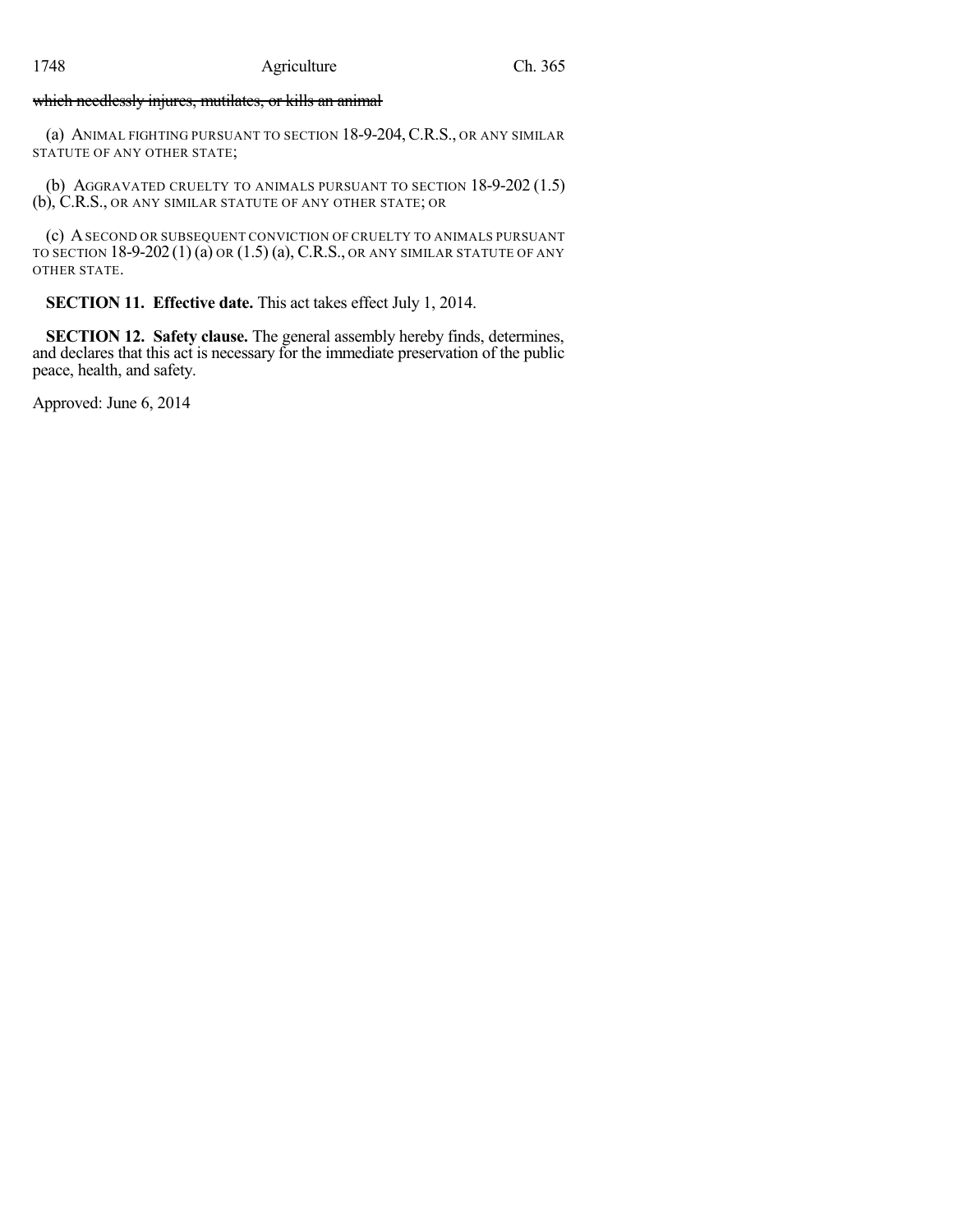~~which needlessly injures, mutilates, or kills an animal~~

(a) ANIMAL FIGHTING PURSUANT TO SECTION 18-9-204, C.R.S., OR ANY SIMILAR STATUTE OF ANY OTHER STATE;

(b) AGGRAVATED CRUELTY TO ANIMALS PURSUANT TO SECTION 18-9-202 (1.5) (b), C.R.S., OR ANY SIMILAR STATUTE OF ANY OTHER STATE; OR

(c) A SECOND OR SUBSEQUENT CONVICTION OF CRUELTY TO ANIMALS PURSUANT TO SECTION 18-9-202 (1) (a) OR (1.5) (a), C.R.S., OR ANY SIMILAR STATUTE OF ANY OTHER STATE.

**SECTION 11. Effective date.** This act takes effect July 1, 2014.

**SECTION 12. Safety clause.** The general assembly hereby finds, determines, and declares that this act is necessary for the immediate preservation of the public peace, health, and safety.

Approved: June 6, 2014